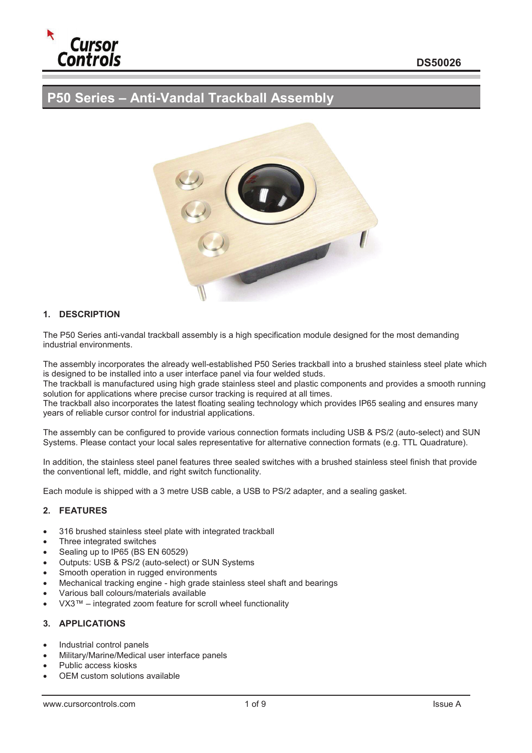DS50026

# P50 Series – Anti-Vandal Trackball Assembly

## 1. DESCRIPTION

The P50 Series anti-vandal trackball assembly is a high specification module designed for the most demanding industrial environments.

The assembly incorporates the already well-established P50 Series trackball into a brushed stainless steel plate which is designed to be installed into a user interface panel via four welded studs.
The trackball is manufactured using high grade stainless steel and plastic components and provides a smooth running solution for applications where precise cursor tracking is required at all times.
The trackball also incorporates the latest floating sealing technology which provides IP65 sealing and ensures many years of reliable cursor control for industrial applications.

The assembly can be configured to provide various connection formats including USB & PS/2 (auto-select) and SUN Systems. Please contact your local sales representative for alternative connection formats (e.g. TTL Quadrature).

In addition, the stainless steel panel features three sealed switches with a brushed stainless steel finish that provide the conventional left, middle, and right switch functionality.

Each module is shipped with a 3 metre USB cable, a USB to PS/2 adapter, and a sealing gasket.

## 2. FEATURES

- 316 brushed stainless steel plate with integrated trackball
- Three integrated switches
- Sealing up to IP65 (BS EN 60529)
- Outputs: USB & PS/2 (auto-select) or SUN Systems
- Smooth operation in rugged environments
- Mechanical tracking engine - high grade stainless steel shaft and bearings
- Various ball colours/materials available
- VX3™ – integrated zoom feature for scroll wheel functionality

## 3. APPLICATIONS

- Industrial control panels
- Military/Marine/Medical user interface panels
- Public access kiosks
- OEM custom solutions available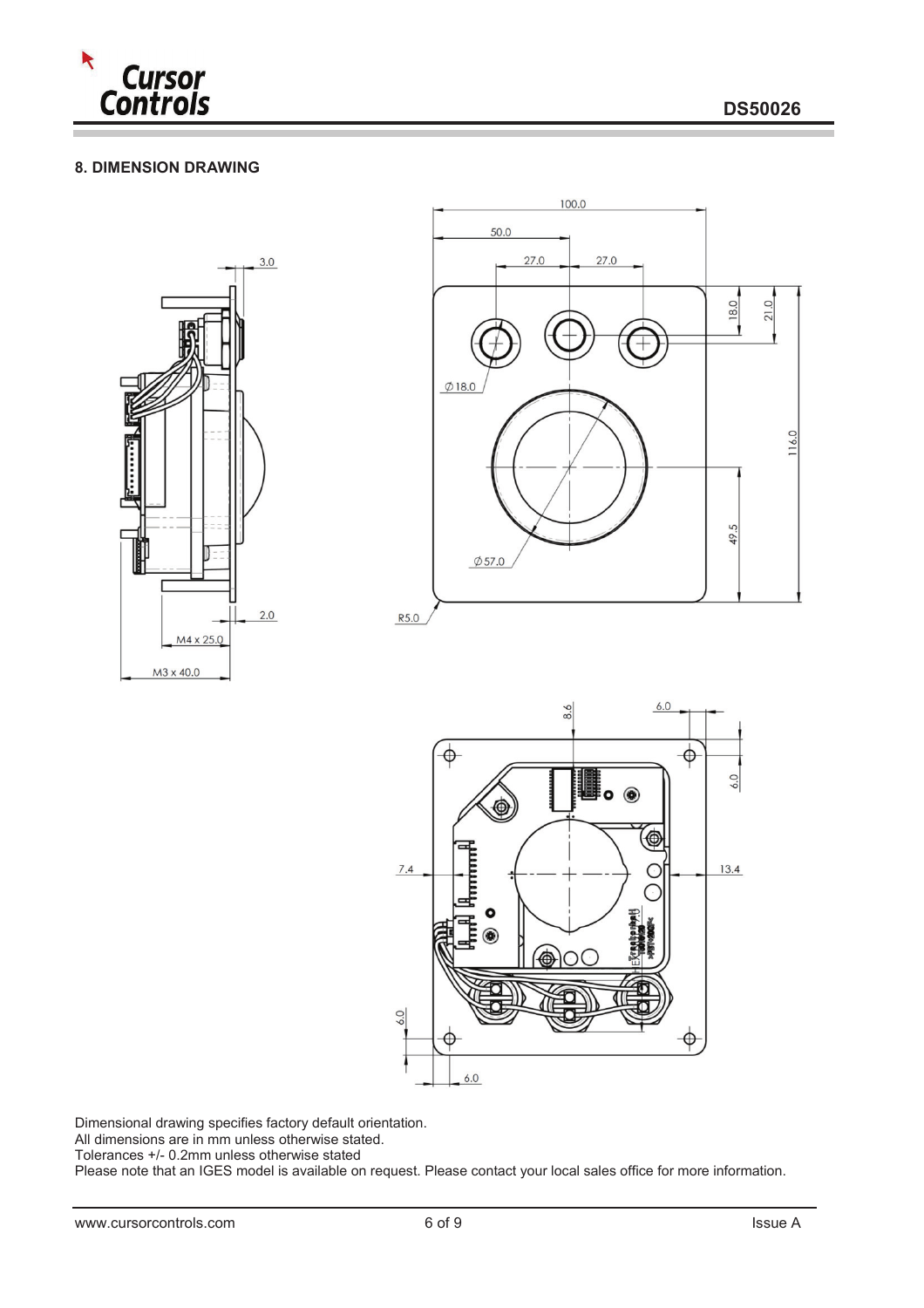## 8. DIMENSION DRAWING

3.0
2.0
M4 x 25.0
M3 x 40.0

100.0
50.0
27.0
27.0
18.0
21.0
Ø18.0
116.0
49.5
Ø57.0
R5.0

8.6
6.0
6.0
7.4
13.4
6.0
6.0

Dimensional drawing specifies factory default orientation.
All dimensions are in mm unless otherwise stated.
Tolerances +/- 0.2mm unless otherwise stated
Please note that an IGES model is available on request. Please contact your local sales office for more information.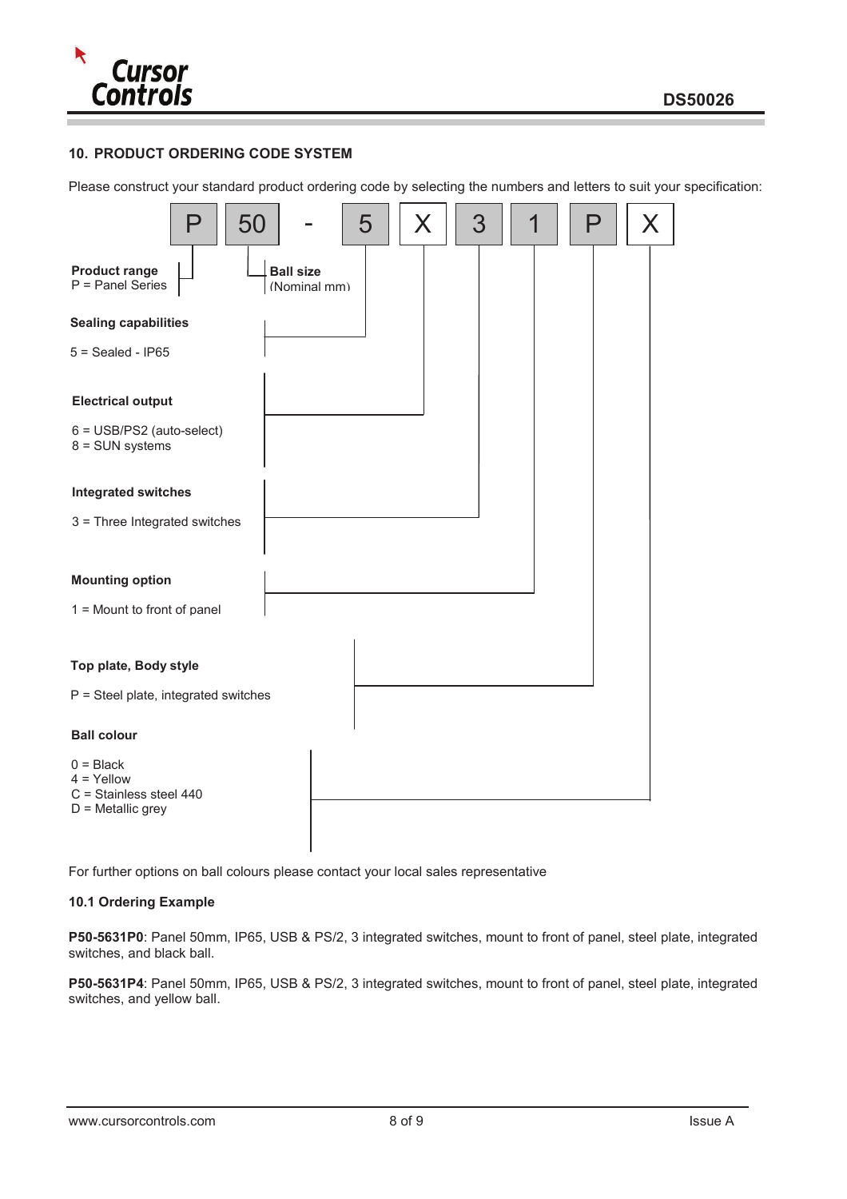## 10. PRODUCT ORDERING CODE SYSTEM

Please construct your standard product ordering code by selecting the numbers and letters to suit your specification:

P 50 - 5 X 3 1 P X

**Product range**
P = Panel Series

**Ball size**
(Nominal mm)

**Sealing capabilities**

5 = Sealed - IP65

**Electrical output**

6 = USB/PS2 (auto-select)
8 = SUN systems

**Integrated switches**

3 = Three Integrated switches

**Mounting option**

1 = Mount to front of panel

**Top plate, Body style**

P = Steel plate, integrated switches

**Ball colour**

0 = Black
4 = Yellow
C = Stainless steel 440
D = Metallic grey

For further options on ball colours please contact your local sales representative

### 10.1 Ordering Example

**P50-5631P0**: Panel 50mm, IP65, USB & PS/2, 3 integrated switches, mount to front of panel, steel plate, integrated switches, and black ball.

**P50-5631P4**: Panel 50mm, IP65, USB & PS/2, 3 integrated switches, mount to front of panel, steel plate, integrated switches, and yellow ball.